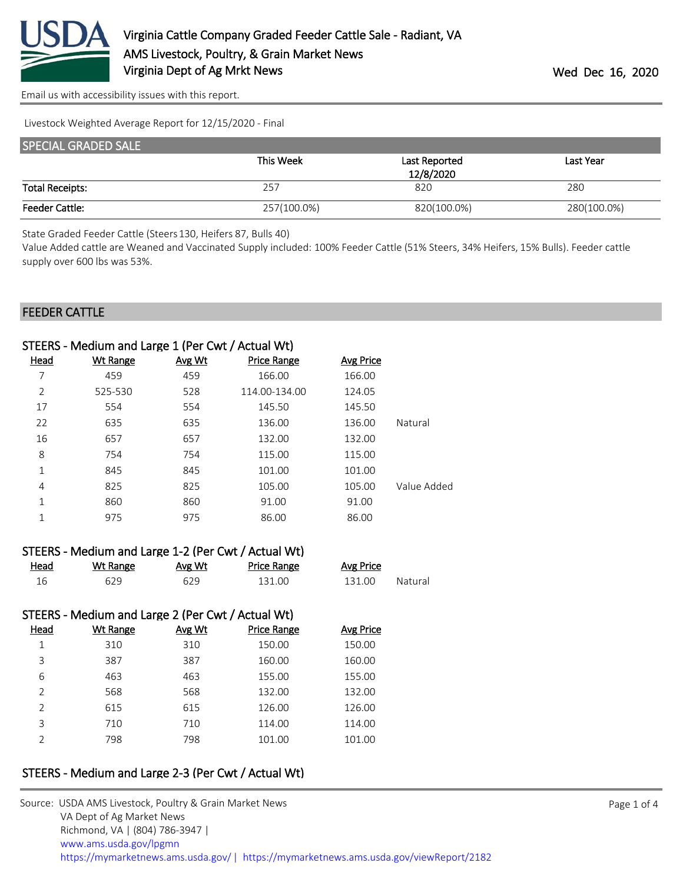# Virginia Cattle Company Graded Feeder Cattle Sale - Radiant, VA

AMS Livestock, Poultry, & Grain Market News
Virginia Dept of Ag Mrkt News

Wed Dec 16, 2020

Email us with accessibility issues with this report.

Livestock Weighted Average Report for 12/15/2020 - Final

## SPECIAL GRADED SALE

| | This Week | Last Reported 12/8/2020 | Last Year |
|---|---|---|---|
| Total Receipts: | 257 | 820 | 280 |
| Feeder Cattle: | 257(100.0%) | 820(100.0%) | 280(100.0%) |

State Graded Feeder Cattle (Steers 130, Heifers 87, Bulls 40)
Value Added cattle are Weaned and Vaccinated Supply included: 100% Feeder Cattle (51% Steers, 34% Heifers, 15% Bulls). Feeder cattle supply over 600 lbs was 53%.

## FEEDER CATTLE

### STEERS - Medium and Large 1 (Per Cwt / Actual Wt)

| Head | Wt Range | Avg Wt | Price Range | Avg Price | |
|---|---|---|---|---|---|
| 7 | 459 | 459 | 166.00 | 166.00 | |
| 2 | 525-530 | 528 | 114.00-134.00 | 124.05 | |
| 17 | 554 | 554 | 145.50 | 145.50 | |
| 22 | 635 | 635 | 136.00 | 136.00 | Natural |
| 16 | 657 | 657 | 132.00 | 132.00 | |
| 8 | 754 | 754 | 115.00 | 115.00 | |
| 1 | 845 | 845 | 101.00 | 101.00 | |
| 4 | 825 | 825 | 105.00 | 105.00 | Value Added |
| 1 | 860 | 860 | 91.00 | 91.00 | |
| 1 | 975 | 975 | 86.00 | 86.00 | |

### STEERS - Medium and Large 1-2 (Per Cwt / Actual Wt)

| Head | Wt Range | Avg Wt | Price Range | Avg Price | |
|---|---|---|---|---|---|
| 16 | 629 | 629 | 131.00 | 131.00 | Natural |

### STEERS - Medium and Large 2 (Per Cwt / Actual Wt)

| Head | Wt Range | Avg Wt | Price Range | Avg Price |
|---|---|---|---|---|
| 1 | 310 | 310 | 150.00 | 150.00 |
| 3 | 387 | 387 | 160.00 | 160.00 |
| 6 | 463 | 463 | 155.00 | 155.00 |
| 2 | 568 | 568 | 132.00 | 132.00 |
| 2 | 615 | 615 | 126.00 | 126.00 |
| 3 | 710 | 710 | 114.00 | 114.00 |
| 2 | 798 | 798 | 101.00 | 101.00 |

### STEERS - Medium and Large 2-3 (Per Cwt / Actual Wt)

Source: USDA AMS Livestock, Poultry & Grain Market News
VA Dept of Ag Market News
Richmond, VA | (804) 786-3947 |
www.ams.usda.gov/lpgmn
https://mymarketnews.ams.usda.gov/ | https://mymarketnews.ams.usda.gov/viewReport/2182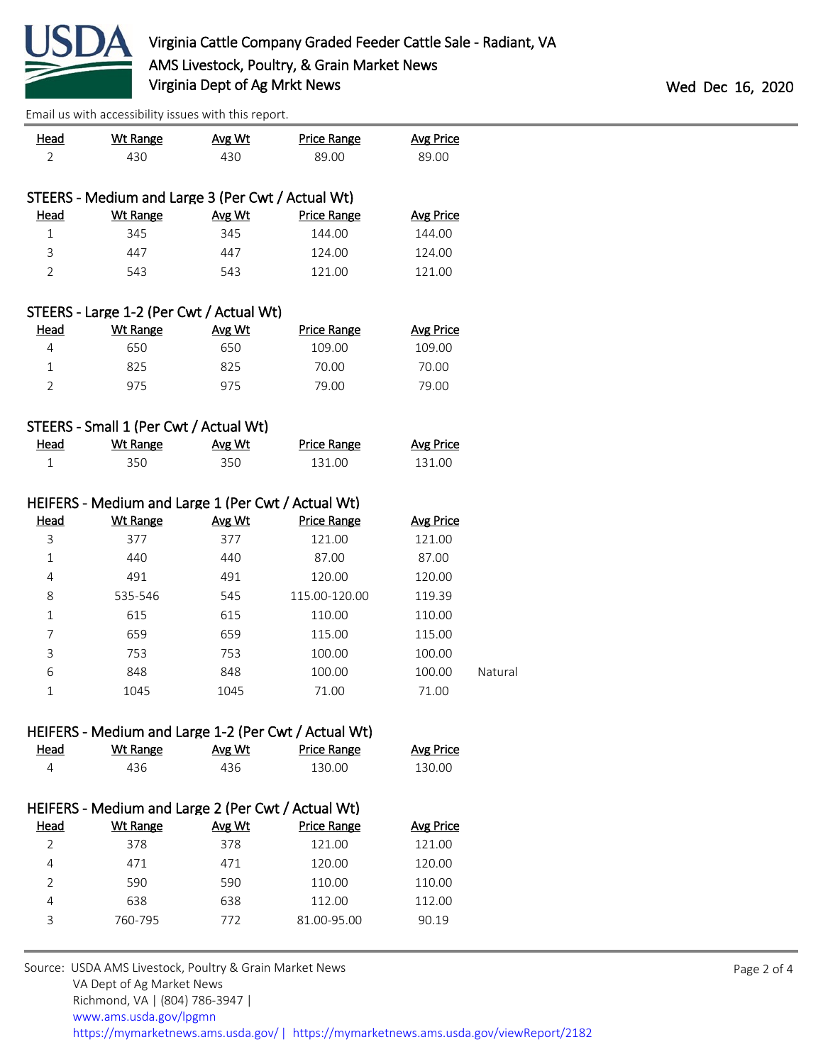| Head | Wt Range | Avg Wt | Price Range | Avg Price |
| --- | --- | --- | --- | --- |
| 2 | 430 | 430 | 89.00 | 89.00 |

### STEERS - Medium and Large 3 (Per Cwt / Actual Wt)

| Head | Wt Range | Avg Wt | Price Range | Avg Price |
| --- | --- | --- | --- | --- |
| 1 | 345 | 345 | 144.00 | 144.00 |
| 3 | 447 | 447 | 124.00 | 124.00 |
| 2 | 543 | 543 | 121.00 | 121.00 |

### STEERS - Large 1-2 (Per Cwt / Actual Wt)

| Head | Wt Range | Avg Wt | Price Range | Avg Price |
| --- | --- | --- | --- | --- |
| 4 | 650 | 650 | 109.00 | 109.00 |
| 1 | 825 | 825 | 70.00 | 70.00 |
| 2 | 975 | 975 | 79.00 | 79.00 |

### STEERS - Small 1 (Per Cwt / Actual Wt)

| Head | Wt Range | Avg Wt | Price Range | Avg Price |
| --- | --- | --- | --- | --- |
| 1 | 350 | 350 | 131.00 | 131.00 |

### HEIFERS - Medium and Large 1 (Per Cwt / Actual Wt)

| Head | Wt Range | Avg Wt | Price Range | Avg Price | |
| --- | --- | --- | --- | --- | --- |
| 3 | 377 | 377 | 121.00 | 121.00 | |
| 1 | 440 | 440 | 87.00 | 87.00 | |
| 4 | 491 | 491 | 120.00 | 120.00 | |
| 8 | 535-546 | 545 | 115.00-120.00 | 119.39 | |
| 1 | 615 | 615 | 110.00 | 110.00 | |
| 7 | 659 | 659 | 115.00 | 115.00 | |
| 3 | 753 | 753 | 100.00 | 100.00 | |
| 6 | 848 | 848 | 100.00 | 100.00 | Natural |
| 1 | 1045 | 1045 | 71.00 | 71.00 | |

### HEIFERS - Medium and Large 1-2 (Per Cwt / Actual Wt)

| Head | Wt Range | Avg Wt | Price Range | Avg Price |
| --- | --- | --- | --- | --- |
| 4 | 436 | 436 | 130.00 | 130.00 |

### HEIFERS - Medium and Large 2 (Per Cwt / Actual Wt)

| Head | Wt Range | Avg Wt | Price Range | Avg Price |
| --- | --- | --- | --- | --- |
| 2 | 378 | 378 | 121.00 | 121.00 |
| 4 | 471 | 471 | 120.00 | 120.00 |
| 2 | 590 | 590 | 110.00 | 110.00 |
| 4 | 638 | 638 | 112.00 | 112.00 |
| 3 | 760-795 | 772 | 81.00-95.00 | 90.19 |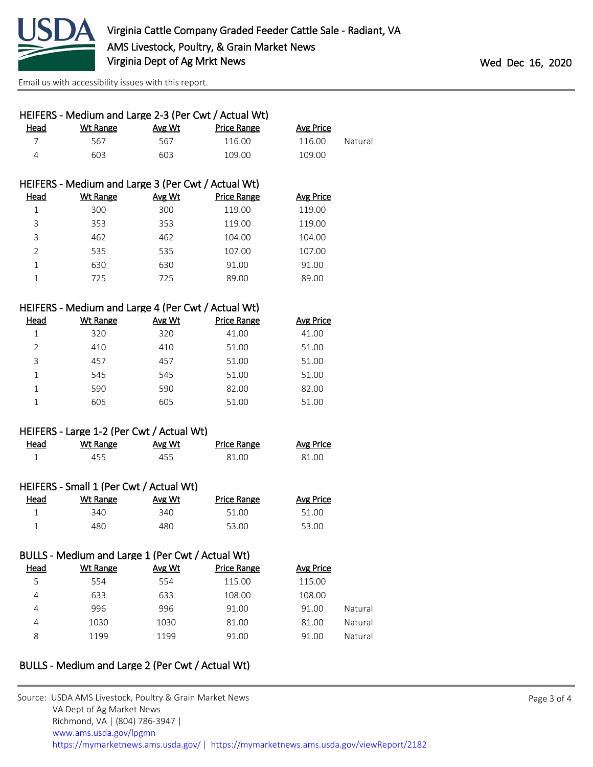### HEIFERS - Medium and Large 2-3 (Per Cwt / Actual Wt)

| Head | Wt Range | Avg Wt | Price Range | Avg Price | |
|---|---|---|---|---|---|
| 7 | 567 | 567 | 116.00 | 116.00 | Natural |
| 4 | 603 | 603 | 109.00 | 109.00 | |

### HEIFERS - Medium and Large 3 (Per Cwt / Actual Wt)

| Head | Wt Range | Avg Wt | Price Range | Avg Price |
|---|---|---|---|---|
| 1 | 300 | 300 | 119.00 | 119.00 |
| 3 | 353 | 353 | 119.00 | 119.00 |
| 3 | 462 | 462 | 104.00 | 104.00 |
| 2 | 535 | 535 | 107.00 | 107.00 |
| 1 | 630 | 630 | 91.00 | 91.00 |
| 1 | 725 | 725 | 89.00 | 89.00 |

### HEIFERS - Medium and Large 4 (Per Cwt / Actual Wt)

| Head | Wt Range | Avg Wt | Price Range | Avg Price |
|---|---|---|---|---|
| 1 | 320 | 320 | 41.00 | 41.00 |
| 2 | 410 | 410 | 51.00 | 51.00 |
| 3 | 457 | 457 | 51.00 | 51.00 |
| 1 | 545 | 545 | 51.00 | 51.00 |
| 1 | 590 | 590 | 82.00 | 82.00 |
| 1 | 605 | 605 | 51.00 | 51.00 |

### HEIFERS - Large 1-2 (Per Cwt / Actual Wt)

| Head | Wt Range | Avg Wt | Price Range | Avg Price |
|---|---|---|---|---|
| 1 | 455 | 455 | 81.00 | 81.00 |

### HEIFERS - Small 1 (Per Cwt / Actual Wt)

| Head | Wt Range | Avg Wt | Price Range | Avg Price |
|---|---|---|---|---|
| 1 | 340 | 340 | 51.00 | 51.00 |
| 1 | 480 | 480 | 53.00 | 53.00 |

### BULLS - Medium and Large 1 (Per Cwt / Actual Wt)

| Head | Wt Range | Avg Wt | Price Range | Avg Price | |
|---|---|---|---|---|---|
| 5 | 554 | 554 | 115.00 | 115.00 | |
| 4 | 633 | 633 | 108.00 | 108.00 | |
| 4 | 996 | 996 | 91.00 | 91.00 | Natural |
| 4 | 1030 | 1030 | 81.00 | 81.00 | Natural |
| 8 | 1199 | 1199 | 91.00 | 91.00 | Natural |

### BULLS - Medium and Large 2 (Per Cwt / Actual Wt)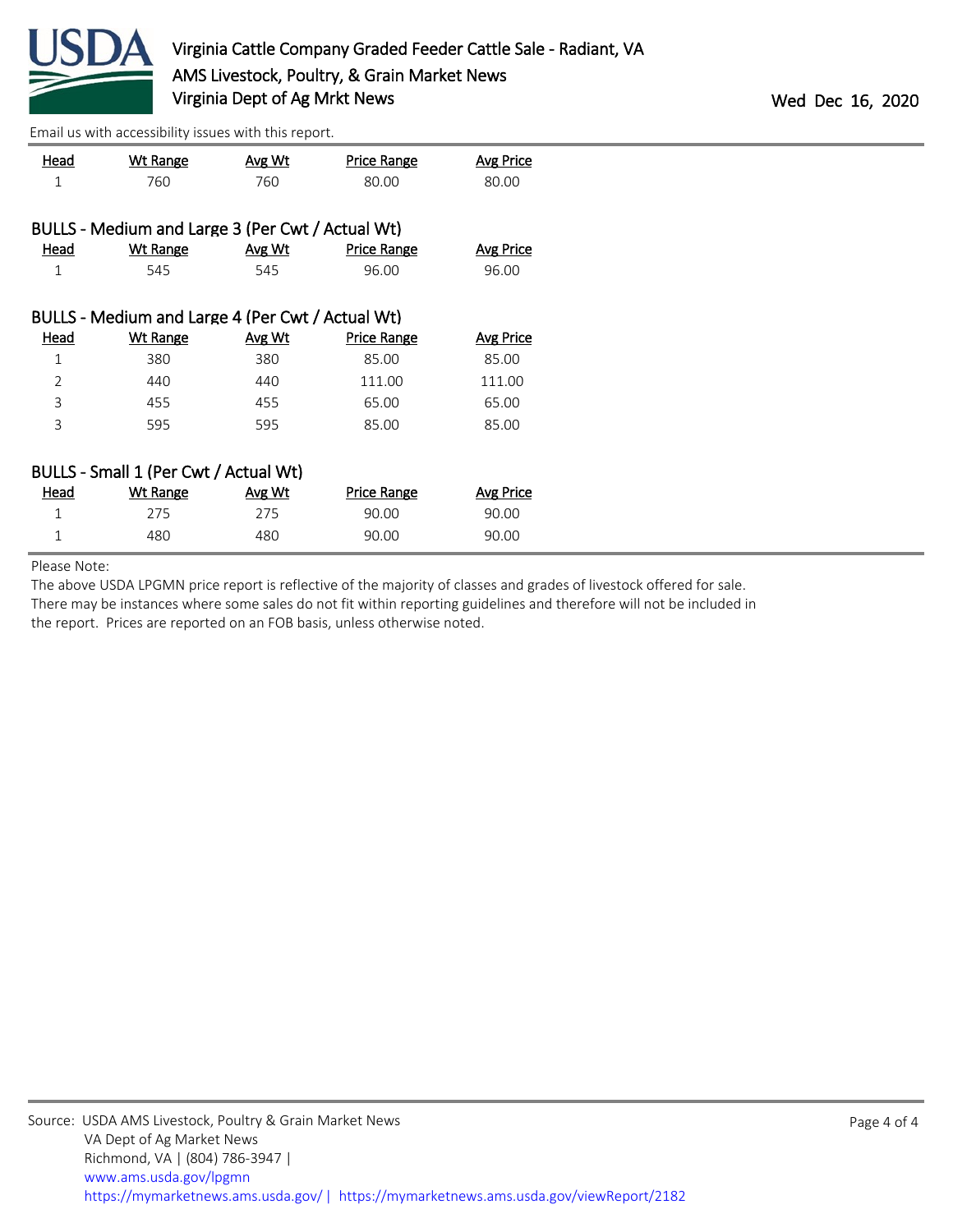Email us with accessibility issues with this report.

| Head | Wt Range | Avg Wt | Price Range | Avg Price |
|---|---|---|---|---|
| 1 | 760 | 760 | 80.00 | 80.00 |

### BULLS - Medium and Large 3 (Per Cwt / Actual Wt)

| Head | Wt Range | Avg Wt | Price Range | Avg Price |
|---|---|---|---|---|
| 1 | 545 | 545 | 96.00 | 96.00 |

### BULLS - Medium and Large 4 (Per Cwt / Actual Wt)

| Head | Wt Range | Avg Wt | Price Range | Avg Price |
|---|---|---|---|---|
| 1 | 380 | 380 | 85.00 | 85.00 |
| 2 | 440 | 440 | 111.00 | 111.00 |
| 3 | 455 | 455 | 65.00 | 65.00 |
| 3 | 595 | 595 | 85.00 | 85.00 |

### BULLS - Small 1 (Per Cwt / Actual Wt)

| Head | Wt Range | Avg Wt | Price Range | Avg Price |
|---|---|---|---|---|
| 1 | 275 | 275 | 90.00 | 90.00 |
| 1 | 480 | 480 | 90.00 | 90.00 |

Please Note:

The above USDA LPGMN price report is reflective of the majority of classes and grades of livestock offered for sale. There may be instances where some sales do not fit within reporting guidelines and therefore will not be included in the report. Prices are reported on an FOB basis, unless otherwise noted.

Source: USDA AMS Livestock, Poultry & Grain Market News
VA Dept of Ag Market News
Richmond, VA | (804) 786-3947 |
www.ams.usda.gov/lpgmn
https://mymarketnews.ams.usda.gov/ | https://mymarketnews.ams.usda.gov/viewReport/2182